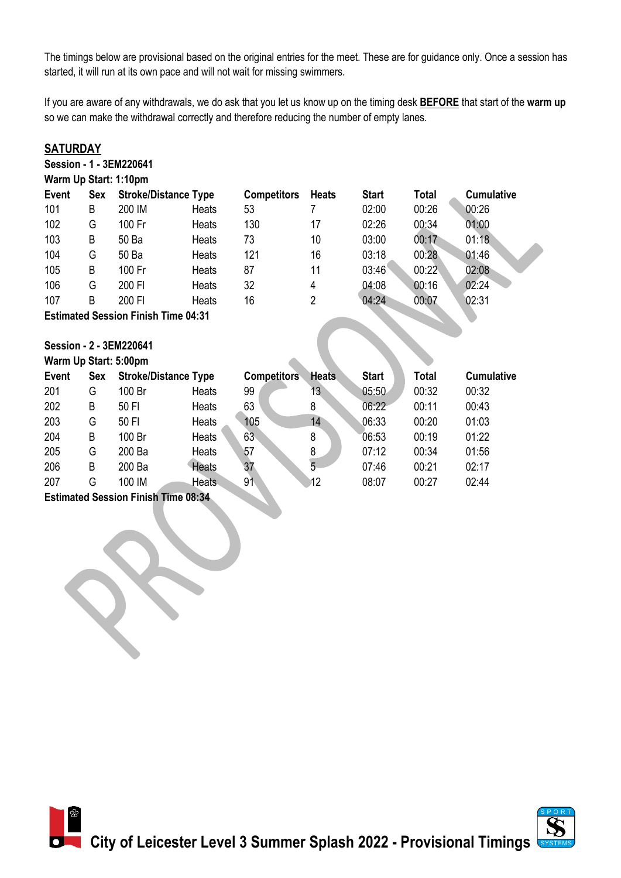The timings below are provisional based on the original entries for the meet. These are for guidance only. Once a session has started, it will run at its own pace and will not wait for missing swimmers.

If you are aware of any withdrawals, we do ask that you let us know up on the timing desk **BEFORE** that start of the **warm up** so we can make the withdrawal correctly and therefore reducing the number of empty lanes.

## SATURDAY

**Session - 1 - 3EM220641**

**Warm Up Start: 1:10pm**

| Event | Sex | Stroke/Distance | Type | Competitors | Heats | Start | Total | Cumulative |
|---|---|---|---|---|---|---|---|---|
| 101 | B | 200 IM | Heats | 53 | 7 | 02:00 | 00:26 | 00:26 |
| 102 | G | 100 Fr | Heats | 130 | 17 | 02:26 | 00:34 | 01:00 |
| 103 | B | 50 Ba | Heats | 73 | 10 | 03:00 | 00:17 | 01:18 |
| 104 | G | 50 Ba | Heats | 121 | 16 | 03:18 | 00:28 | 01:46 |
| 105 | B | 100 Fr | Heats | 87 | 11 | 03:46 | 00:22 | 02:08 |
| 106 | G | 200 Fl | Heats | 32 | 4 | 04:08 | 00:16 | 02:24 |
| 107 | B | 200 Fl | Heats | 16 | 2 | 04:24 | 00:07 | 02:31 |

**Estimated Session Finish Time 04:31**

**Session - 2 - 3EM220641**

**Warm Up Start: 5:00pm**

| Event | Sex | Stroke/Distance | Type | Competitors | Heats | Start | Total | Cumulative |
|---|---|---|---|---|---|---|---|---|
| 201 | G | 100 Br | Heats | 99 | 13 | 05:50 | 00:32 | 00:32 |
| 202 | B | 50 Fl | Heats | 63 | 8 | 06:22 | 00:11 | 00:43 |
| 203 | G | 50 Fl | Heats | 105 | 14 | 06:33 | 00:20 | 01:03 |
| 204 | B | 100 Br | Heats | 63 | 8 | 06:53 | 00:19 | 01:22 |
| 205 | G | 200 Ba | Heats | 57 | 8 | 07:12 | 00:34 | 01:56 |
| 206 | B | 200 Ba | Heats | 37 | 5 | 07:46 | 00:21 | 02:17 |
| 207 | G | 100 IM | Heats | 91 | 12 | 08:07 | 00:27 | 02:44 |

**Estimated Session Finish Time 08:34**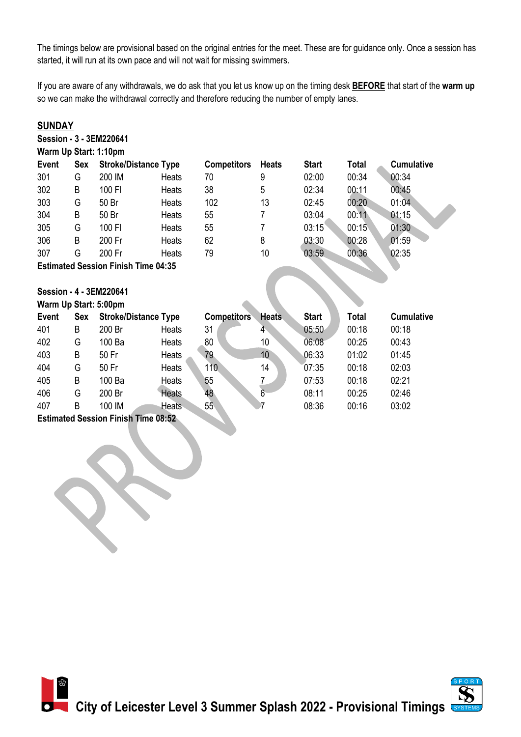The timings below are provisional based on the original entries for the meet. These are for guidance only. Once a session has started, it will run at its own pace and will not wait for missing swimmers.

If you are aware of any withdrawals, we do ask that you let us know up on the timing desk **BEFORE** that start of the **warm up** so we can make the withdrawal correctly and therefore reducing the number of empty lanes.

## SUNDAY

**Session - 3 - 3EM220641**

**Warm Up Start: 1:10pm**

| Event | Sex | Stroke/Distance | Type | Competitors | Heats | Start | Total | Cumulative |
|---|---|---|---|---|---|---|---|---|
| 301 | G | 200 IM | Heats | 70 | 9 | 02:00 | 00:34 | 00:34 |
| 302 | B | 100 Fl | Heats | 38 | 5 | 02:34 | 00:11 | 00:45 |
| 303 | G | 50 Br | Heats | 102 | 13 | 02:45 | 00:20 | 01:04 |
| 304 | B | 50 Br | Heats | 55 | 7 | 03:04 | 00:11 | 01:15 |
| 305 | G | 100 Fl | Heats | 55 | 7 | 03:15 | 00:15 | 01:30 |
| 306 | B | 200 Fr | Heats | 62 | 8 | 03:30 | 00:28 | 01:59 |
| 307 | G | 200 Fr | Heats | 79 | 10 | 03:59 | 00:36 | 02:35 |

**Estimated Session Finish Time 04:35**

**Session - 4 - 3EM220641**

**Warm Up Start: 5:00pm**

| Event | Sex | Stroke/Distance | Type | Competitors | Heats | Start | Total | Cumulative |
|---|---|---|---|---|---|---|---|---|
| 401 | B | 200 Br | Heats | 31 | 4 | 05:50 | 00:18 | 00:18 |
| 402 | G | 100 Ba | Heats | 80 | 10 | 06:08 | 00:25 | 00:43 |
| 403 | B | 50 Fr | Heats | 79 | 10 | 06:33 | 01:02 | 01:45 |
| 404 | G | 50 Fr | Heats | 110 | 14 | 07:35 | 00:18 | 02:03 |
| 405 | B | 100 Ba | Heats | 55 | 7 | 07:53 | 00:18 | 02:21 |
| 406 | G | 200 Br | Heats | 48 | 6 | 08:11 | 00:25 | 02:46 |
| 407 | B | 100 IM | Heats | 55 | 7 | 08:36 | 00:16 | 03:02 |

**Estimated Session Finish Time 08:52**